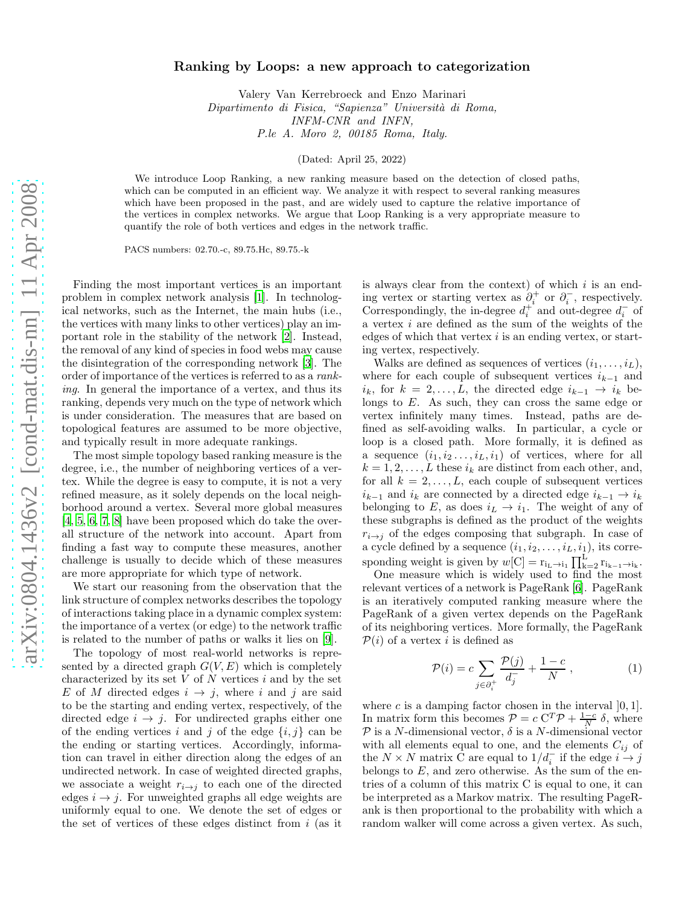# Ranking by Loops: a new approach to categorization

Valery Van Kerrebroeck and Enzo Marinari

*Dipartimento di Fisica, "Sapienza" Università di Roma, INFM-CNR and INFN, P.le A. Moro 2, 00185 Roma, Italy.*

(Dated: April 25, 2022)

We introduce Loop Ranking, a new ranking measure based on the detection of closed paths, which can be computed in an efficient way. We analyze it with respect to several ranking measures which have been proposed in the past, and are widely used to capture the relative importance of the vertices in complex networks. We argue that Loop Ranking is a very appropriate measure to quantify the role of both vertices and edges in the network traffic.

PACS numbers: 02.70.-c, 89.75.Hc, 89.75.-k

Finding the most important vertices is an important problem in complex network analysis [1]. In technological networks, such as the Internet, the main hubs (i.e., the vertices with many links to other vertices) play an important role in the stability of the network [2]. Instead, the removal of any kind of species in food webs may cause the disintegration of the corresponding network [3]. The order of importance of the vertices is referred to as a *ranking*. In general the importance of a vertex, and thus its ranking, depends very much on the type of network which is under consideration. The measures that are based on topological features are assumed to be more objective, and typically result in more adequate rankings.

The most simple topology based ranking measure is the degree, i.e., the number of neighboring vertices of a vertex. While the degree is easy to compute, it is not a very refined measure, as it solely depends on the local neighborhood around a vertex. Several more global measures [4, 5, 6, 7, 8] have been proposed which do take the overall structure of the network into account. Apart from finding a fast way to compute these measures, another challenge is usually to decide which of these measures are more appropriate for which type of network.

We start our reasoning from the observation that the link structure of complex networks describes the topology of interactions taking place in a dynamic complex system: the importance of a vertex (or edge) to the network traffic is related to the number of paths or walks it lies on [9].

The topology of most real-world networks is represented by a directed graph $G(V, E)$ which is completely characterized by its set $V$ of $N$ vertices $i$ and by the set $E$ of $M$ directed edges $i \to j$, where $i$ and $j$ are said to be the starting and ending vertex, respectively, of the directed edge $i \to j$. For undirected graphs either one of the ending vertices $i$ and $j$ of the edge $\{i, j\}$ can be the ending or starting vertices. Accordingly, information can travel in either direction along the edges of an undirected network. In case of weighted directed graphs, we associate a weight $r_{i\to j}$ to each one of the directed edges $i \to j$. For unweighted graphs all edge weights are uniformly equal to one. We denote the set of edges or the set of vertices of these edges distinct from $i$ (as it is always clear from the context) of which $i$ is an ending vertex or starting vertex as $\partial_i^+$ or $\partial_i^-$, respectively. Correspondingly, the in-degree $d_i^+$ and out-degree $d_i^-$ of a vertex $i$ are defined as the sum of the weights of the edges of which that vertex $i$ is an ending vertex, or starting vertex, respectively.

Walks are defined as sequences of vertices $(i_1, \ldots, i_L)$, where for each couple of subsequent vertices $i_{k-1}$ and $i_k$, for $k = 2, \ldots, L$, the directed edge $i_{k-1} \to i_k$ belongs to $E$. As such, they can cross the same edge or vertex infinitely many times. Instead, paths are defined as self-avoiding walks. In particular, a cycle or loop is a closed path. More formally, it is defined as a sequence $(i_1, i_2 \ldots, i_L, i_1)$ of vertices, where for all $k = 1, 2, \ldots, L$ these $i_k$ are distinct from each other, and, for all $k = 2, \ldots, L$, each couple of subsequent vertices $i_{k-1}$ and $i_k$ are connected by a directed edge $i_{k-1} \to i_k$ belonging to $E$, as does $i_L \to i_1$. The weight of any of these subgraphs is defined as the product of the weights $r_{i\to j}$ of the edges composing that subgraph. In case of a cycle defined by a sequence $(i_1, i_2, \ldots, i_L, i_1)$, its corresponding weight is given by $w[\mathrm{C}] = \mathrm{r}_{\mathrm{i_L}\to \mathrm{i_1}} \prod_{\mathrm{k}=2}^{\mathrm{L}} \mathrm{r}_{\mathrm{i_{k-1}}\to \mathrm{i_k}}$.

One measure which is widely used to find the most relevant vertices of a network is PageRank [6]. PageRank is an iteratively computed ranking measure where the PageRank of a given vertex depends on the PageRank of its neighboring vertices. More formally, the PageRank $\mathcal{P}(i)$ of a vertex $i$ is defined as

$$\mathcal{P}(i) = c \sum_{j\in\partial_i^+} \frac{\mathcal{P}(j)}{d_j^-} + \frac{1-c}{N} , \qquad (1)$$

where $c$ is a damping factor chosen in the interval $]0, 1]$. In matrix form this becomes $\mathcal{P} = c\, \mathrm{C}^T \mathcal{P} + \frac{1-c}{N}\, \delta$, where $\mathcal{P}$ is a $N$-dimensional vector, $\delta$ is a $N$-dimensional vector with all elements equal to one, and the elements $C_{ij}$ of the $N \times N$ matrix C are equal to $1/d_i^-$ if the edge $i \to j$ belongs to $E$, and zero otherwise. As the sum of the entries of a column of this matrix C is equal to one, it can be interpreted as a Markov matrix. The resulting PageRank is then proportional to the probability with which a random walker will come across a given vertex. As such,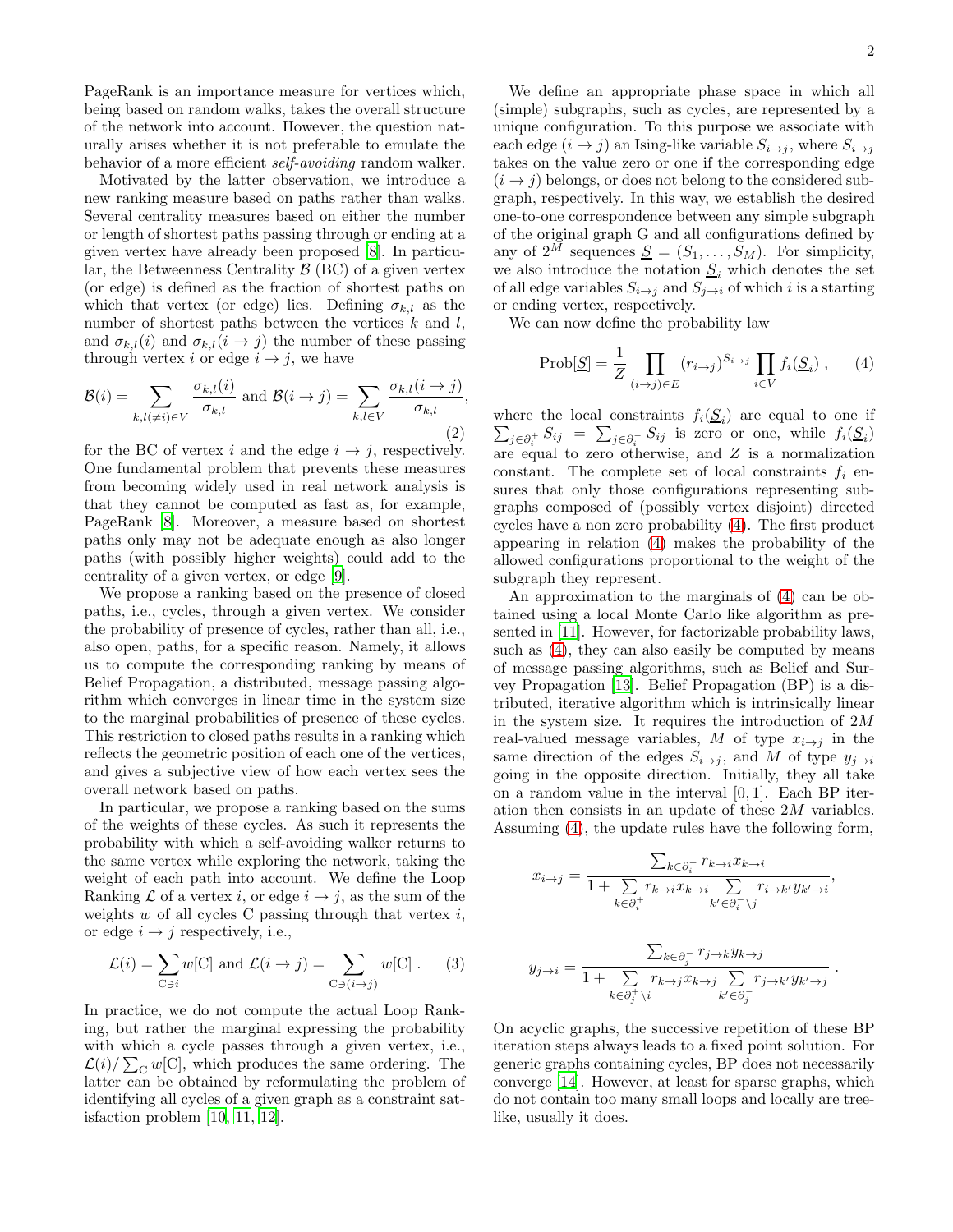PageRank is an importance measure for vertices which, being based on random walks, takes the overall structure of the network into account. However, the question naturally arises whether it is not preferable to emulate the behavior of a more efficient *self-avoiding* random walker.

Motivated by the latter observation, we introduce a new ranking measure based on paths rather than walks. Several centrality measures based on either the number or length of shortest paths passing through or ending at a given vertex have already been proposed [8]. In particular, the Betweenness Centrality $\mathcal{B}$ (BC) of a given vertex (or edge) is defined as the fraction of shortest paths on which that vertex (or edge) lies. Defining $\sigma_{k,l}$ as the number of shortest paths between the vertices $k$ and $l$, and $\sigma_{k,l}(i)$ and $\sigma_{k,l}(i \to j)$ the number of these passing through vertex $i$ or edge $i \to j$, we have

$$\mathcal{B}(i) = \sum_{k,l(\neq i)\in V} \frac{\sigma_{k,l}(i)}{\sigma_{k,l}} \text{ and } \mathcal{B}(i \to j) = \sum_{k,l \in V} \frac{\sigma_{k,l}(i \to j)}{\sigma_{k,l}}, \tag{2}$$

for the BC of vertex $i$ and the edge $i \to j$, respectively. One fundamental problem that prevents these measures from becoming widely used in real network analysis is that they cannot be computed as fast as, for example, PageRank [8]. Moreover, a measure based on shortest paths only may not be adequate enough as also longer paths (with possibly higher weights) could add to the centrality of a given vertex, or edge [9].

We propose a ranking based on the presence of closed paths, i.e., cycles, through a given vertex. We consider the probability of presence of cycles, rather than all, i.e., also open, paths, for a specific reason. Namely, it allows us to compute the corresponding ranking by means of Belief Propagation, a distributed, message passing algorithm which converges in linear time in the system size to the marginal probabilities of presence of these cycles. This restriction to closed paths results in a ranking which reflects the geometric position of each one of the vertices, and gives a subjective view of how each vertex sees the overall network based on paths.

In particular, we propose a ranking based on the sums of the weights of these cycles. As such it represents the probability with which a self-avoiding walker returns to the same vertex while exploring the network, taking the weight of each path into account. We define the Loop Ranking $\mathcal{L}$ of a vertex $i$, or edge $i \to j$, as the sum of the weights $w$ of all cycles C passing through that vertex $i$, or edge $i \to j$ respectively, i.e.,

$$\mathcal{L}(i) = \sum_{\mathrm{C}\ni i} w[\mathrm{C}] \text{ and } \mathcal{L}(i \to j) = \sum_{\mathrm{C}\ni(i\to j)} w[\mathrm{C}] \,. \tag{3}$$

In practice, we do not compute the actual Loop Ranking, but rather the marginal expressing the probability with which a cycle passes through a given vertex, i.e., $\mathcal{L}(i)/\sum_{\mathrm{C}} w[\mathrm{C}]$, which produces the same ordering. The latter can be obtained by reformulating the problem of identifying all cycles of a given graph as a constraint satisfaction problem [10, 11, 12].

We define an appropriate phase space in which all (simple) subgraphs, such as cycles, are represented by a unique configuration. To this purpose we associate with each edge $(i \to j)$ an Ising-like variable $S_{i\to j}$, where $S_{i\to j}$ takes on the value zero or one if the corresponding edge $(i \to j)$ belongs, or does not belong to the considered subgraph, respectively. In this way, we establish the desired one-to-one correspondence between any simple subgraph of the original graph G and all configurations defined by any of $2^M$ sequences $\underline{S} = (S_1, \ldots, S_M)$. For simplicity, we also introduce the notation $\underline{S}_i$ which denotes the set of all edge variables $S_{i\to j}$ and $S_{j\to i}$ of which $i$ is a starting or ending vertex, respectively.

We can now define the probability law

$$\mathrm{Prob}[\underline{S}] = \frac{1}{Z} \prod_{(i\to j)\in E} (r_{i\to j})^{S_{i\to j}} \prod_{i\in V} f_i(\underline{S}_i) \,, \tag{4}$$

where the local constraints $f_i(\underline{S}_i)$ are equal to one if $\sum_{j\in\partial_i^+} S_{ij} = \sum_{j\in\partial_i^-} S_{ij}$ is zero or one, while $f_i(\underline{S}_i)$ are equal to zero otherwise, and $Z$ is a normalization constant. The complete set of local constraints $f_i$ ensures that only those configurations representing subgraphs composed of (possibly vertex disjoint) directed cycles have a non zero probability (4). The first product appearing in relation (4) makes the probability of the allowed configurations proportional to the weight of the subgraph they represent.

An approximation to the marginals of (4) can be obtained using a local Monte Carlo like algorithm as presented in [11]. However, for factorizable probability laws, such as (4), they can also easily be computed by means of message passing algorithms, such as Belief and Survey Propagation [13]. Belief Propagation (BP) is a distributed, iterative algorithm which is intrinsically linear in the system size. It requires the introduction of $2M$ real-valued message variables, $M$ of type $x_{i\to j}$ in the same direction of the edges $S_{i\to j}$, and $M$ of type $y_{j\to i}$ going in the opposite direction. Initially, they all take on a random value in the interval $[0, 1]$. Each BP iteration then consists in an update of these $2M$ variables. Assuming (4), the update rules have the following form,

$$x_{i\to j} = \frac{\sum_{k\in\partial_i^+} r_{k\to i} x_{k\to i}}{1 + \sum\limits_{k\in\partial_i^+} r_{k\to i} x_{k\to i} \sum\limits_{k'\in\partial_i^-\setminus j} r_{i\to k'} y_{k'\to i}},$$

$$y_{j\to i} = \frac{\sum_{k\in\partial_j^-} r_{j\to k} y_{k\to j}}{1 + \sum\limits_{k\in\partial_j^+\setminus i} r_{k\to j} x_{k\to j} \sum\limits_{k'\in\partial_j^-} r_{j\to k'} y_{k'\to j}} \,.$$

On acyclic graphs, the successive repetition of these BP iteration steps always leads to a fixed point solution. For generic graphs containing cycles, BP does not necessarily converge [14]. However, at least for sparse graphs, which do not contain too many small loops and locally are tree-like, usually it does.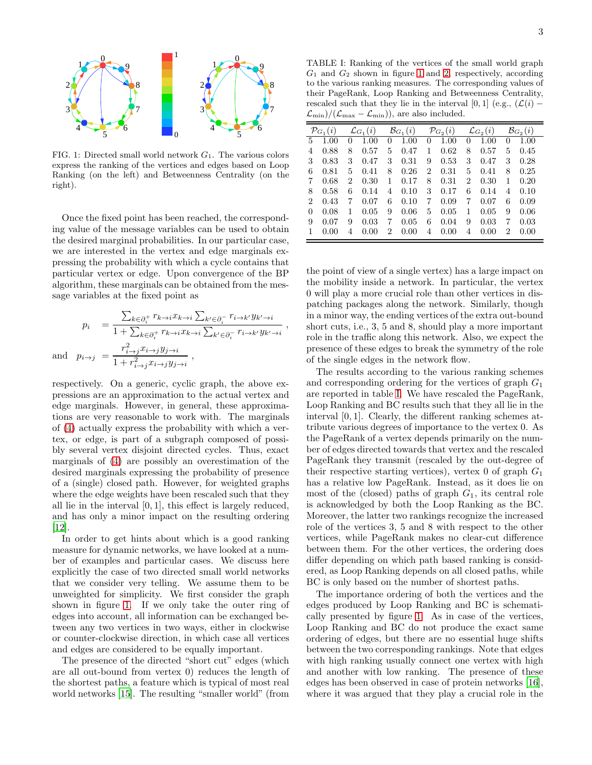FIG. 1: Directed small world network $G_1$. The various colors express the ranking of the vertices and edges based on Loop Ranking (on the left) and Betweenness Centrality (on the right).

Once the fixed point has been reached, the corresponding value of the message variables can be used to obtain the desired marginal probabilities. In our particular case, we are interested in the vertex and edge marginals expressing the probability with which a cycle contains that particular vertex or edge. Upon convergence of the BP algorithm, these marginals can be obtained from the message variables at the fixed point as

$$p_i = \frac{\sum_{k\in\partial_i^+} r_{k\to i} x_{k\to i} \sum_{k'\in\partial_i^-} r_{i\to k'} y_{k'\to i}}{1+\sum_{k\in\partial_i^+} r_{k\to i} x_{k\to i} \sum_{k'\in\partial_i^-} r_{i\to k'} y_{k'\to i}} ,$$

$$\text{and} \quad p_{i\to j} = \frac{r_{i\to j}^2 x_{i\to j} y_{j\to i}}{1+r_{i\to j}^2 x_{i\to j} y_{j\to i}} ,$$

respectively. On a generic, cyclic graph, the above expressions are an approximation to the actual vertex and edge marginals. However, in general, these approximations are very reasonable to work with. The marginals of (4) actually express the probability with which a vertex, or edge, is part of a subgraph composed of possibly several vertex disjoint directed cycles. Thus, exact marginals of (4) are possibly an overestimation of the desired marginals expressing the probability of presence of a (single) closed path. However, for weighted graphs where the edge weights have been rescaled such that they all lie in the interval $[0, 1]$, this effect is largely reduced, and has only a minor impact on the resulting ordering [12].

In order to get hints about which is a good ranking measure for dynamic networks, we have looked at a number of examples and particular cases. We discuss here explicitly the case of two directed small world networks that we consider very telling. We assume them to be unweighted for simplicity. We first consider the graph shown in figure 1. If we only take the outer ring of edges into account, all information can be exchanged between any two vertices in two ways, either in clockwise or counter-clockwise direction, in which case all vertices and edges are considered to be equally important.

The presence of the directed "short cut" edges (which are all out-bound from vertex 0) reduces the length of the shortest paths, a feature which is typical of most real world networks [15]. The resulting "smaller world" (from

TABLE I: Ranking of the vertices of the small world graph $G_1$ and $G_2$ shown in figure 1 and 2, respectively, according to the various ranking measures. The corresponding values of their PageRank, Loop Ranking and Betweenness Centrality, rescaled such that they lie in the interval $[0, 1]$ (e.g., $(\mathcal{L}(i) - \mathcal{L}_{\min})/(\mathcal{L}_{\max} - \mathcal{L}_{\min})$), are also included.

| $\mathcal{P}_{G_1}(i)$ | | $\mathcal{L}_{G_1}(i)$ | | $\mathcal{B}_{G_1}(i)$ | | $\mathcal{P}_{G_2}(i)$ | | $\mathcal{L}_{G_2}(i)$ | | $\mathcal{B}_{G_2}(i)$ | |
|---|---|---|---|---|---|---|---|---|---|---|---|
| 5 | 1.00 | 0 | 1.00 | 0 | 1.00 | 0 | 1.00 | 0 | 1.00 | 0 | 1.00 |
| 4 | 0.88 | 8 | 0.57 | 5 | 0.47 | 1 | 0.62 | 8 | 0.57 | 5 | 0.45 |
| 3 | 0.83 | 3 | 0.47 | 3 | 0.31 | 9 | 0.53 | 3 | 0.47 | 3 | 0.28 |
| 6 | 0.81 | 5 | 0.41 | 8 | 0.26 | 2 | 0.31 | 5 | 0.41 | 8 | 0.25 |
| 7 | 0.68 | 2 | 0.30 | 1 | 0.17 | 8 | 0.31 | 2 | 0.30 | 1 | 0.20 |
| 8 | 0.58 | 6 | 0.14 | 4 | 0.10 | 3 | 0.17 | 6 | 0.14 | 4 | 0.10 |
| 2 | 0.43 | 7 | 0.07 | 6 | 0.10 | 7 | 0.09 | 7 | 0.07 | 6 | 0.09 |
| 0 | 0.08 | 1 | 0.05 | 9 | 0.06 | 5 | 0.05 | 1 | 0.05 | 9 | 0.06 |
| 9 | 0.07 | 9 | 0.03 | 7 | 0.05 | 6 | 0.04 | 9 | 0.03 | 7 | 0.03 |
| 1 | 0.00 | 4 | 0.00 | 2 | 0.00 | 4 | 0.00 | 4 | 0.00 | 2 | 0.00 |

the point of view of a single vertex) has a large impact on the mobility inside a network. In particular, the vertex 0 will play a more crucial role than other vertices in dispatching packages along the network. Similarly, though in a minor way, the ending vertices of the extra out-bound short cuts, i.e., 3, 5 and 8, should play a more important role in the traffic along this network. Also, we expect the presence of these edges to break the symmetry of the role of the single edges in the network flow.

The results according to the various ranking schemes and corresponding ordering for the vertices of graph $G_1$ are reported in table I. We have rescaled the PageRank, Loop Ranking and BC results such that they all lie in the interval $[0, 1]$. Clearly, the different ranking schemes attribute various degrees of importance to the vertex 0. As the PageRank of a vertex depends primarily on the number of edges directed towards that vertex and the rescaled PageRank they transmit (rescaled by the out-degree of their respective starting vertices), vertex 0 of graph $G_1$ has a relative low PageRank. Instead, as it does lie on most of the (closed) paths of graph $G_1$, its central role is acknowledged by both the Loop Ranking as the BC. Moreover, the latter two rankings recognize the increased role of the vertices 3, 5 and 8 with respect to the other vertices, while PageRank makes no clear-cut difference between them. For the other vertices, the ordering does differ depending on which path based ranking is considered, as Loop Ranking depends on all closed paths, while BC is only based on the number of shortest paths.

The importance ordering of both the vertices and the edges produced by Loop Ranking and BC is schematically presented by figure 1. As in case of the vertices, Loop Ranking and BC do not produce the exact same ordering of edges, but there are no essential huge shifts between the two corresponding rankings. Note that edges with high ranking usually connect one vertex with high and another with low ranking. The presence of these edges has been observed in case of protein networks [16], where it was argued that they play a crucial role in the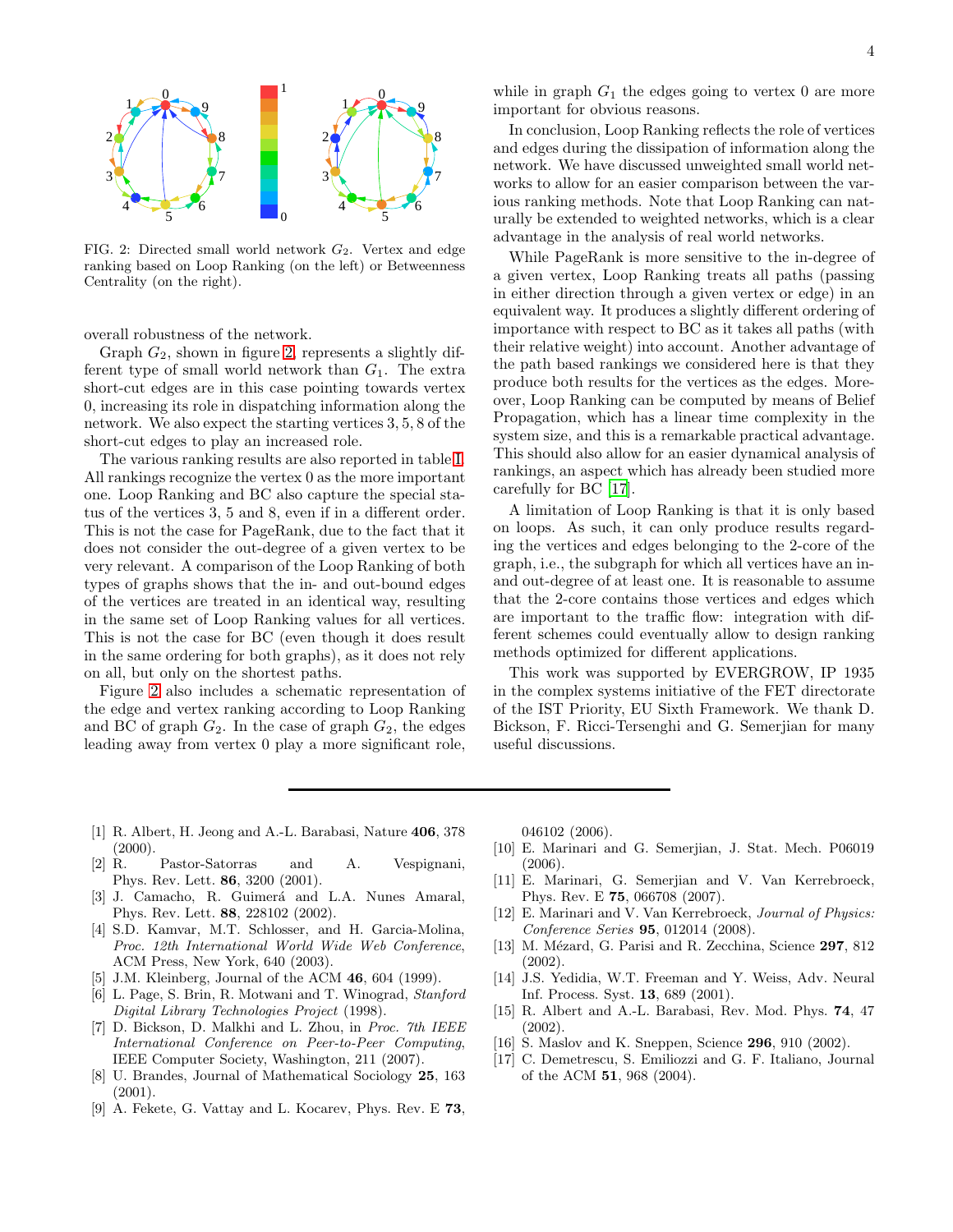0
1
9
2
8
3
7
4
5
6

1

0

0
1
9
2
8
3
7
4
5
6

FIG. 2: Directed small world network $G_2$. Vertex and edge ranking based on Loop Ranking (on the left) or Betweenness Centrality (on the right).

overall robustness of the network.

Graph $G_2$, shown in figure 2, represents a slightly different type of small world network than $G_1$. The extra short-cut edges are in this case pointing towards vertex 0, increasing its role in dispatching information along the network. We also expect the starting vertices 3, 5, 8 of the short-cut edges to play an increased role.

The various ranking results are also reported in table I. All rankings recognize the vertex 0 as the more important one. Loop Ranking and BC also capture the special status of the vertices 3, 5 and 8, even if in a different order. This is not the case for PageRank, due to the fact that it does not consider the out-degree of a given vertex to be very relevant. A comparison of the Loop Ranking of both types of graphs shows that the in- and out-bound edges of the vertices are treated in an identical way, resulting in the same set of Loop Ranking values for all vertices. This is not the case for BC (even though it does result in the same ordering for both graphs), as it does not rely on all, but only on the shortest paths.

Figure 2 also includes a schematic representation of the edge and vertex ranking according to Loop Ranking and BC of graph $G_2$. In the case of graph $G_2$, the edges leading away from vertex 0 play a more significant role, while in graph $G_1$ the edges going to vertex 0 are more important for obvious reasons.

In conclusion, Loop Ranking reflects the role of vertices and edges during the dissipation of information along the network. We have discussed unweighted small world networks to allow for an easier comparison between the various ranking methods. Note that Loop Ranking can naturally be extended to weighted networks, which is a clear advantage in the analysis of real world networks.

While PageRank is more sensitive to the in-degree of a given vertex, Loop Ranking treats all paths (passing in either direction through a given vertex or edge) in an equivalent way. It produces a slightly different ordering of importance with respect to BC as it takes all paths (with their relative weight) into account. Another advantage of the path based rankings we considered here is that they produce both results for the vertices as the edges. Moreover, Loop Ranking can be computed by means of Belief Propagation, which has a linear time complexity in the system size, and this is a remarkable practical advantage. This should also allow for an easier dynamical analysis of rankings, an aspect which has already been studied more carefully for BC [17].

A limitation of Loop Ranking is that it is only based on loops. As such, it can only produce results regarding the vertices and edges belonging to the 2-core of the graph, i.e., the subgraph for which all vertices have an in- and out-degree of at least one. It is reasonable to assume that the 2-core contains those vertices and edges which are important to the traffic flow: integration with different schemes could eventually allow to design ranking methods optimized for different applications.

This work was supported by EVERGROW, IP 1935 in the complex systems initiative of the FET directorate of the IST Priority, EU Sixth Framework. We thank D. Bickson, F. Ricci-Tersenghi and G. Semerjian for many useful discussions.

---

[1] R. Albert, H. Jeong and A.-L. Barabasi, Nature **406**, 378 (2000).

[2] R. Pastor-Satorras and A. Vespignani, Phys. Rev. Lett. **86**, 3200 (2001).

[3] J. Camacho, R. Guimerá and L.A. Nunes Amaral, Phys. Rev. Lett. **88**, 228102 (2002).

[4] S.D. Kamvar, M.T. Schlosser, and H. Garcia-Molina, *Proc. 12th International World Wide Web Conference*, ACM Press, New York, 640 (2003).

[5] J.M. Kleinberg, Journal of the ACM **46**, 604 (1999).

[6] L. Page, S. Brin, R. Motwani and T. Winograd, *Stanford Digital Library Technologies Project* (1998).

[7] D. Bickson, D. Malkhi and L. Zhou, in *Proc. 7th IEEE International Conference on Peer-to-Peer Computing*, IEEE Computer Society, Washington, 211 (2007).

[8] U. Brandes, Journal of Mathematical Sociology **25**, 163 (2001).

[9] A. Fekete, G. Vattay and L. Kocarev, Phys. Rev. E **73**, 046102 (2006).

[10] E. Marinari and G. Semerjian, J. Stat. Mech. P06019 (2006).

[11] E. Marinari, G. Semerjian and V. Van Kerrebroeck, Phys. Rev. E **75**, 066708 (2007).

[12] E. Marinari and V. Van Kerrebroeck, *Journal of Physics: Conference Series* **95**, 012014 (2008).

[13] M. Mézard, G. Parisi and R. Zecchina, Science **297**, 812 (2002).

[14] J.S. Yedidia, W.T. Freeman and Y. Weiss, Adv. Neural Inf. Process. Syst. **13**, 689 (2001).

[15] R. Albert and A.-L. Barabasi, Rev. Mod. Phys. **74**, 47 (2002).

[16] S. Maslov and K. Sneppen, Science **296**, 910 (2002).

[17] C. Demetrescu, S. Emiliozzi and G. F. Italiano, Journal of the ACM **51**, 968 (2004).